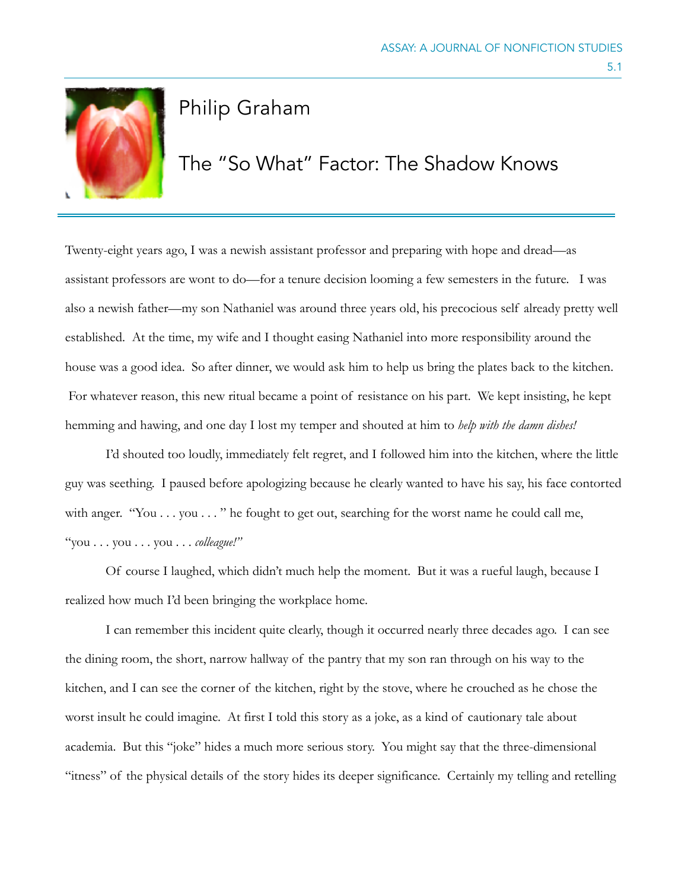# Philip Graham

## The "So What" Factor: The Shadow Knows

Twenty-eight years ago, I was a newish assistant professor and preparing with hope and dread—as assistant professors are wont to do—for a tenure decision looming a few semesters in the future. I was also a newish father—my son Nathaniel was around three years old, his precocious self already pretty well established. At the time, my wife and I thought easing Nathaniel into more responsibility around the house was a good idea. So after dinner, we would ask him to help us bring the plates back to the kitchen. For whatever reason, this new ritual became a point of resistance on his part. We kept insisting, he kept hemming and hawing, and one day I lost my temper and shouted at him to *help with the damn dishes!*

I'd shouted too loudly, immediately felt regret, and I followed him into the kitchen, where the little guy was seething. I paused before apologizing because he clearly wanted to have his say, his face contorted with anger. "You . . . you . . . " he fought to get out, searching for the worst name he could call me, "you . . . you . . . you . . . *colleague!*"

Of course I laughed, which didn't much help the moment. But it was a rueful laugh, because I realized how much I'd been bringing the workplace home.

I can remember this incident quite clearly, though it occurred nearly three decades ago. I can see the dining room, the short, narrow hallway of the pantry that my son ran through on his way to the kitchen, and I can see the corner of the kitchen, right by the stove, where he crouched as he chose the worst insult he could imagine. At first I told this story as a joke, as a kind of cautionary tale about academia. But this "joke" hides a much more serious story. You might say that the three-dimensional "itness" of the physical details of the story hides its deeper significance. Certainly my telling and retelling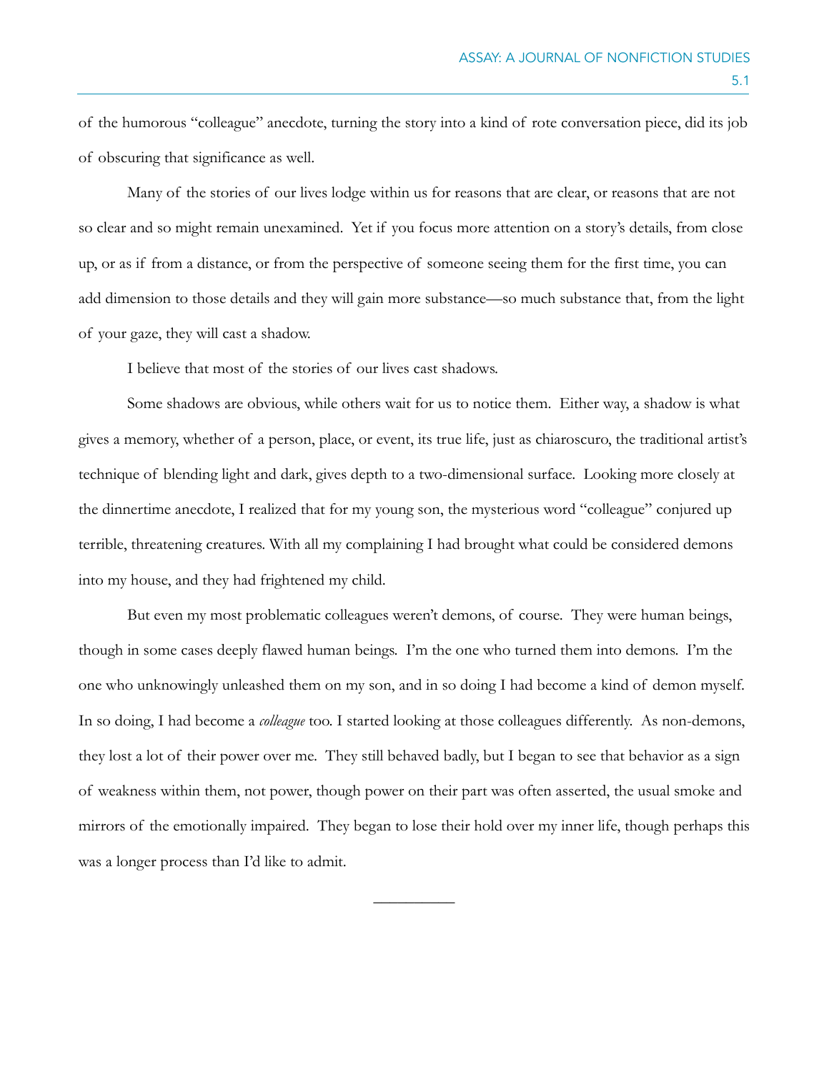of the humorous "colleague" anecdote, turning the story into a kind of rote conversation piece, did its job of obscuring that significance as well.

Many of the stories of our lives lodge within us for reasons that are clear, or reasons that are not so clear and so might remain unexamined. Yet if you focus more attention on a story's details, from close up, or as if from a distance, or from the perspective of someone seeing them for the first time, you can add dimension to those details and they will gain more substance—so much substance that, from the light of your gaze, they will cast a shadow.

I believe that most of the stories of our lives cast shadows.

Some shadows are obvious, while others wait for us to notice them. Either way, a shadow is what gives a memory, whether of a person, place, or event, its true life, just as chiaroscuro, the traditional artist's technique of blending light and dark, gives depth to a two-dimensional surface. Looking more closely at the dinnertime anecdote, I realized that for my young son, the mysterious word "colleague" conjured up terrible, threatening creatures. With all my complaining I had brought what could be considered demons into my house, and they had frightened my child.

But even my most problematic colleagues weren't demons, of course. They were human beings, though in some cases deeply flawed human beings. I'm the one who turned them into demons. I'm the one who unknowingly unleashed them on my son, and in so doing I had become a kind of demon myself. In so doing, I had become a *colleague* too. I started looking at those colleagues differently. As non-demons, they lost a lot of their power over me. They still behaved badly, but I began to see that behavior as a sign of weakness within them, not power, though power on their part was often asserted, the usual smoke and mirrors of the emotionally impaired. They began to lose their hold over my inner life, though perhaps this was a longer process than I'd like to admit.

---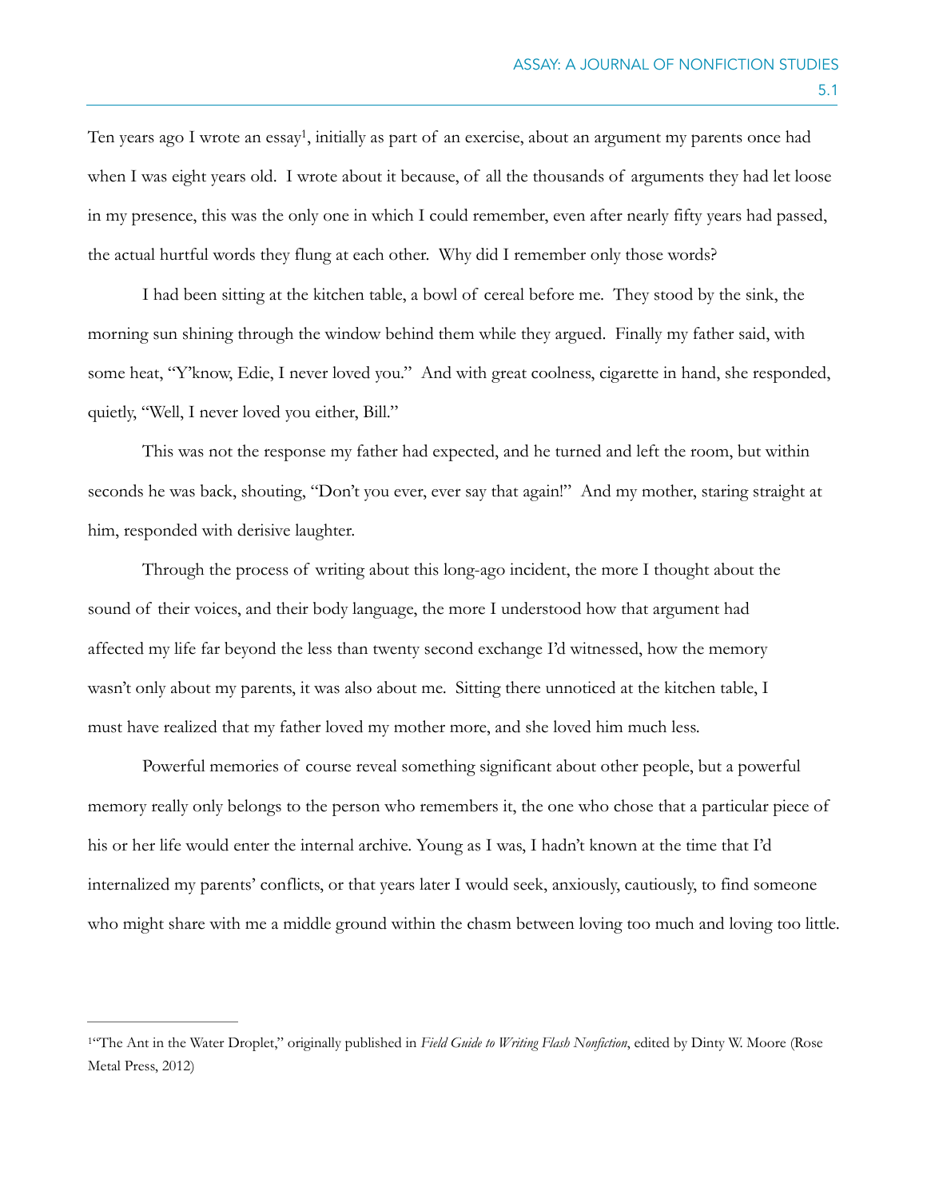Ten years ago I wrote an essay[1], initially as part of an exercise, about an argument my parents once had when I was eight years old. I wrote about it because, of all the thousands of arguments they had let loose in my presence, this was the only one in which I could remember, even after nearly fifty years had passed, the actual hurtful words they flung at each other. Why did I remember only those words?

I had been sitting at the kitchen table, a bowl of cereal before me. They stood by the sink, the morning sun shining through the window behind them while they argued. Finally my father said, with some heat, "Y'know, Edie, I never loved you." And with great coolness, cigarette in hand, she responded, quietly, "Well, I never loved you either, Bill."

This was not the response my father had expected, and he turned and left the room, but within seconds he was back, shouting, "Don't you ever, ever say that again!" And my mother, staring straight at him, responded with derisive laughter.

Through the process of writing about this long-ago incident, the more I thought about the sound of their voices, and their body language, the more I understood how that argument had affected my life far beyond the less than twenty second exchange I'd witnessed, how the memory wasn't only about my parents, it was also about me. Sitting there unnoticed at the kitchen table, I must have realized that my father loved my mother more, and she loved him much less.

Powerful memories of course reveal something significant about other people, but a powerful memory really only belongs to the person who remembers it, the one who chose that a particular piece of his or her life would enter the internal archive. Young as I was, I hadn't known at the time that I'd internalized my parents' conflicts, or that years later I would seek, anxiously, cautiously, to find someone who might share with me a middle ground within the chasm between loving too much and loving too little.

---

[1] "The Ant in the Water Droplet," originally published in *Field Guide to Writing Flash Nonfiction*, edited by Dinty W. Moore (Rose Metal Press, 2012)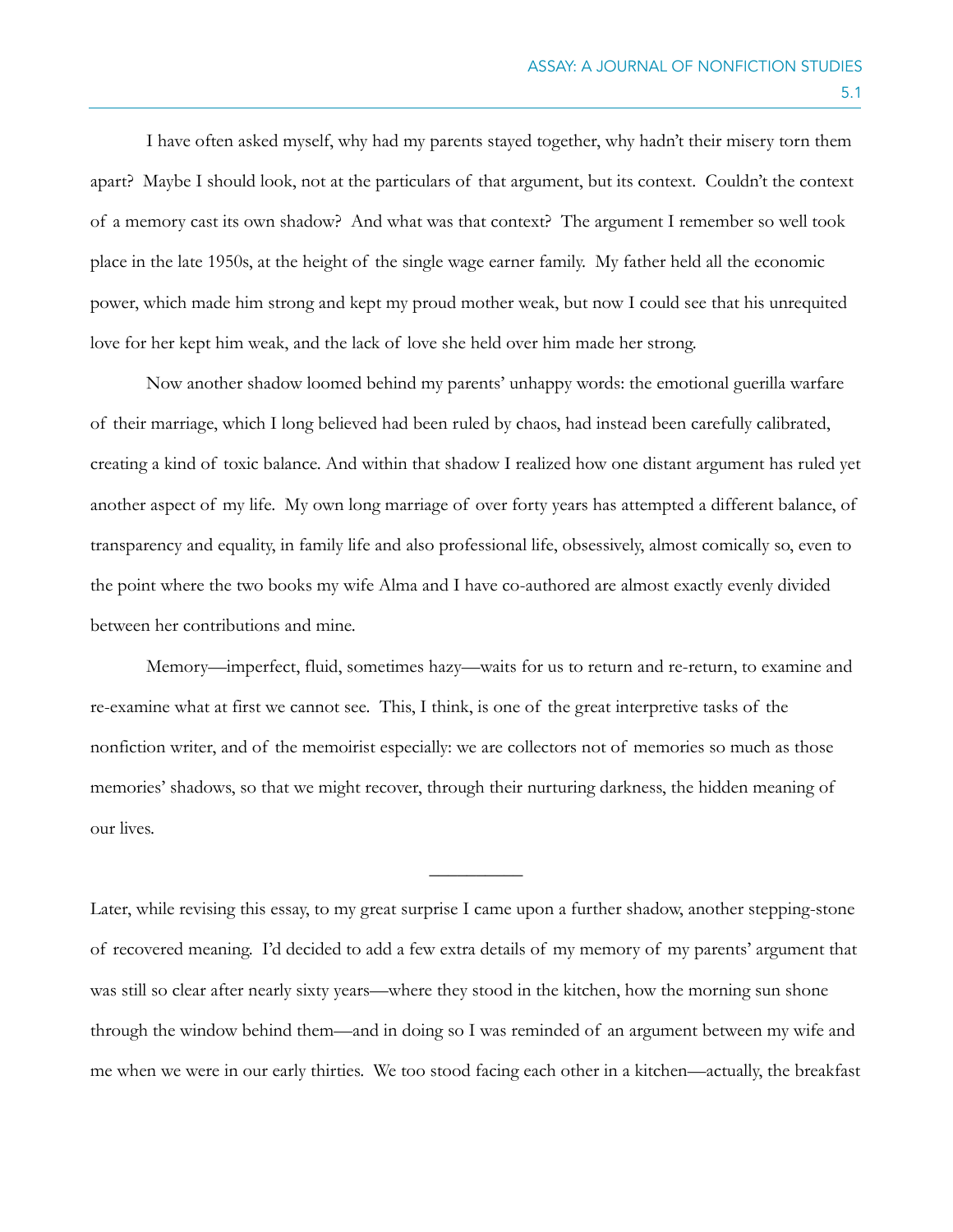I have often asked myself, why had my parents stayed together, why hadn't their misery torn them apart? Maybe I should look, not at the particulars of that argument, but its context. Couldn't the context of a memory cast its own shadow? And what was that context? The argument I remember so well took place in the late 1950s, at the height of the single wage earner family. My father held all the economic power, which made him strong and kept my proud mother weak, but now I could see that his unrequited love for her kept him weak, and the lack of love she held over him made her strong.

Now another shadow loomed behind my parents' unhappy words: the emotional guerilla warfare of their marriage, which I long believed had been ruled by chaos, had instead been carefully calibrated, creating a kind of toxic balance. And within that shadow I realized how one distant argument has ruled yet another aspect of my life. My own long marriage of over forty years has attempted a different balance, of transparency and equality, in family life and also professional life, obsessively, almost comically so, even to the point where the two books my wife Alma and I have co-authored are almost exactly evenly divided between her contributions and mine.

Memory—imperfect, fluid, sometimes hazy—waits for us to return and re-return, to examine and re-examine what at first we cannot see. This, I think, is one of the great interpretive tasks of the nonfiction writer, and of the memoirist especially: we are collectors not of memories so much as those memories' shadows, so that we might recover, through their nurturing darkness, the hidden meaning of our lives.

---

Later, while revising this essay, to my great surprise I came upon a further shadow, another stepping-stone of recovered meaning. I'd decided to add a few extra details of my memory of my parents' argument that was still so clear after nearly sixty years—where they stood in the kitchen, how the morning sun shone through the window behind them—and in doing so I was reminded of an argument between my wife and me when we were in our early thirties. We too stood facing each other in a kitchen—actually, the breakfast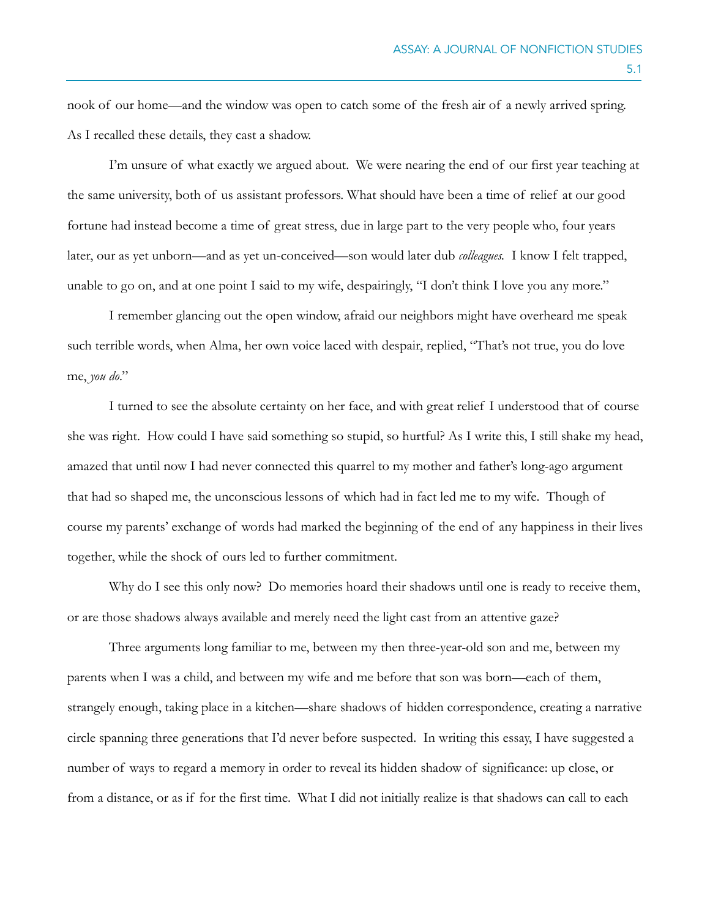nook of our home—and the window was open to catch some of the fresh air of a newly arrived spring. As I recalled these details, they cast a shadow.

I'm unsure of what exactly we argued about. We were nearing the end of our first year teaching at the same university, both of us assistant professors. What should have been a time of relief at our good fortune had instead become a time of great stress, due in large part to the very people who, four years later, our as yet unborn—and as yet un-conceived—son would later dub *colleagues*. I know I felt trapped, unable to go on, and at one point I said to my wife, despairingly, "I don't think I love you any more."

I remember glancing out the open window, afraid our neighbors might have overheard me speak such terrible words, when Alma, her own voice laced with despair, replied, "That's not true, you do love me, *you do*."

I turned to see the absolute certainty on her face, and with great relief I understood that of course she was right. How could I have said something so stupid, so hurtful? As I write this, I still shake my head, amazed that until now I had never connected this quarrel to my mother and father's long-ago argument that had so shaped me, the unconscious lessons of which had in fact led me to my wife. Though of course my parents' exchange of words had marked the beginning of the end of any happiness in their lives together, while the shock of ours led to further commitment.

Why do I see this only now? Do memories hoard their shadows until one is ready to receive them, or are those shadows always available and merely need the light cast from an attentive gaze?

Three arguments long familiar to me, between my then three-year-old son and me, between my parents when I was a child, and between my wife and me before that son was born—each of them, strangely enough, taking place in a kitchen—share shadows of hidden correspondence, creating a narrative circle spanning three generations that I'd never before suspected. In writing this essay, I have suggested a number of ways to regard a memory in order to reveal its hidden shadow of significance: up close, or from a distance, or as if for the first time. What I did not initially realize is that shadows can call to each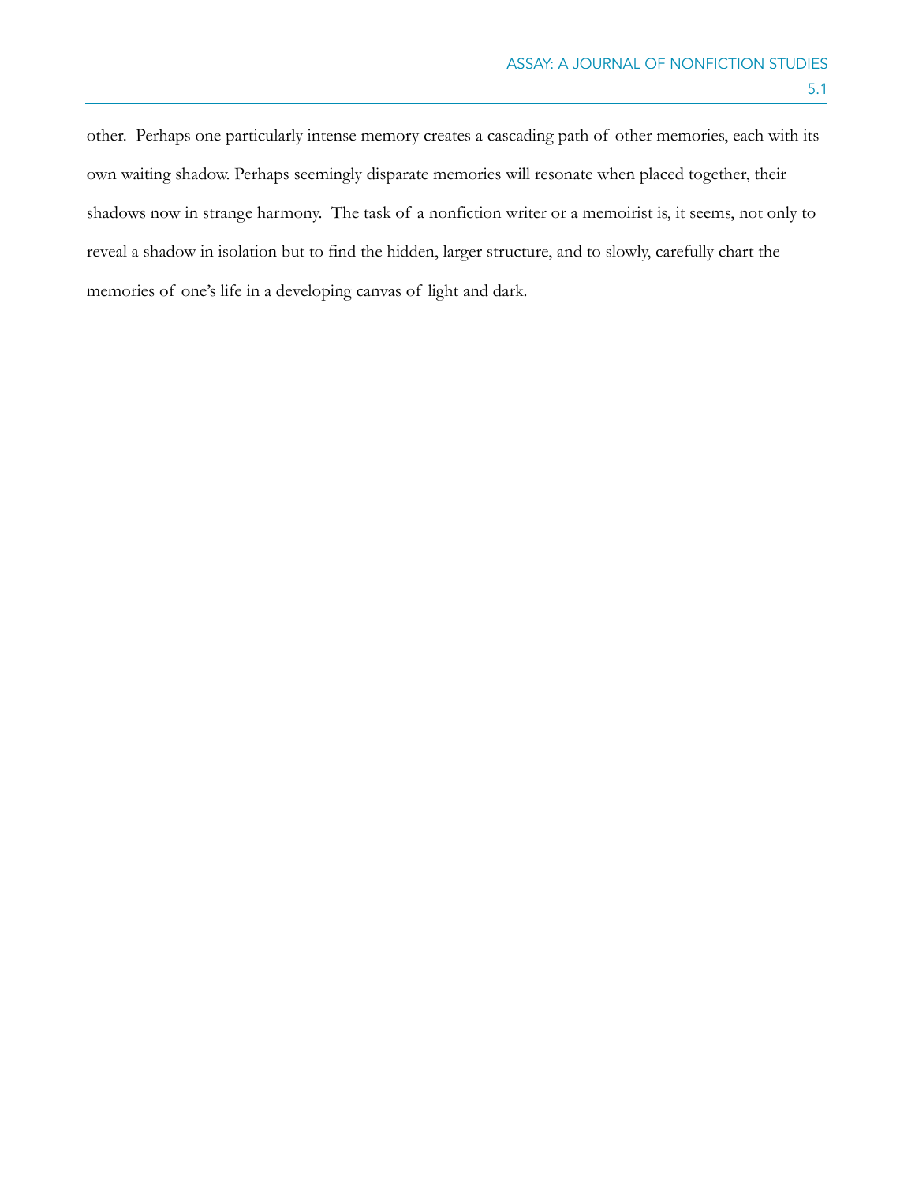other. Perhaps one particularly intense memory creates a cascading path of other memories, each with its own waiting shadow. Perhaps seemingly disparate memories will resonate when placed together, their shadows now in strange harmony. The task of a nonfiction writer or a memoirist is, it seems, not only to reveal a shadow in isolation but to find the hidden, larger structure, and to slowly, carefully chart the memories of one's life in a developing canvas of light and dark.